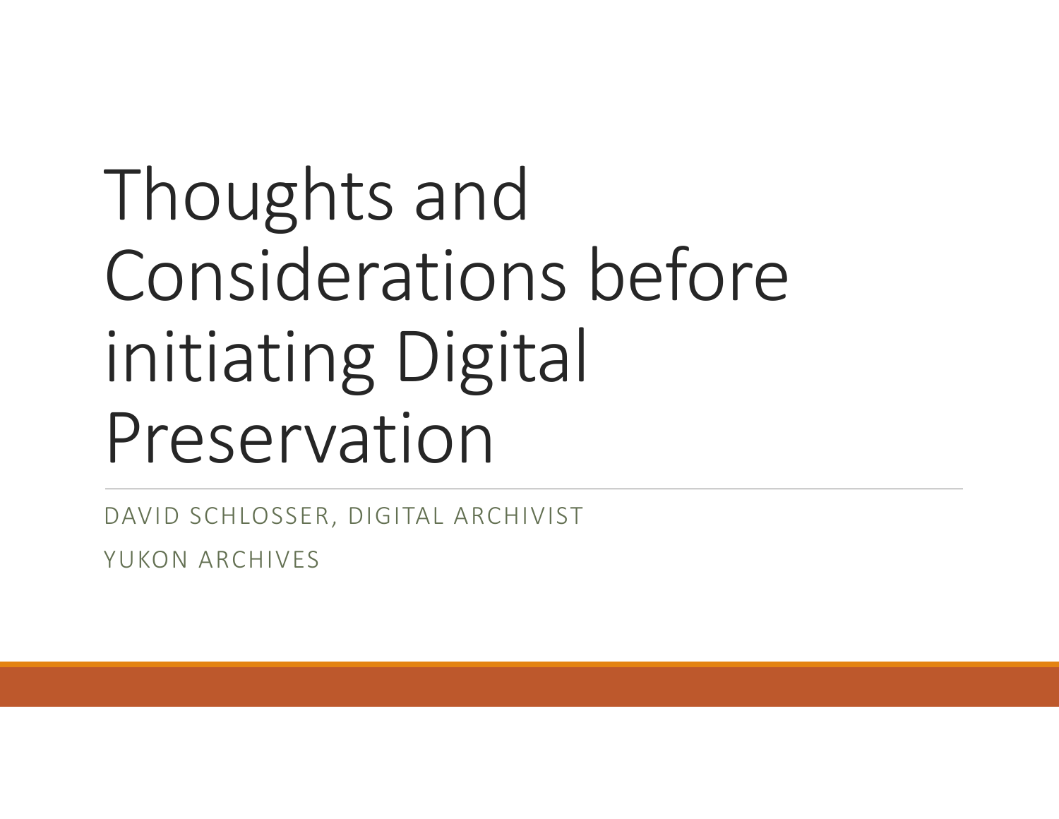# Thoughts and Considerations before initiating Digital Preservation

DAVID SCHLOSSER, DIGITAL ARCHIVIST

YUKON ARCHIVES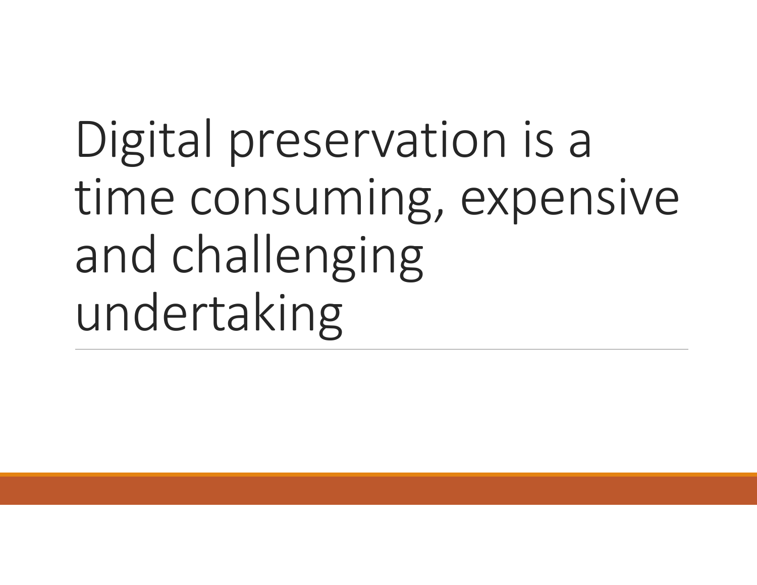# Digital preservation is a time consuming, expensive and challenging undertaking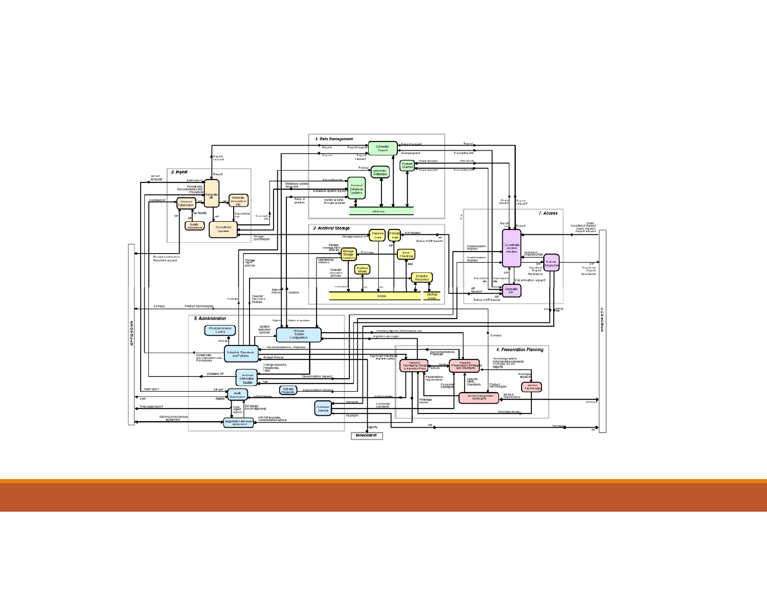4. Data Management

2. Ingest

3. Archival Storage

7. Access

5. Administration

6. Preservation Planning

PRODUCER

CONSUMER

MANAGEMENT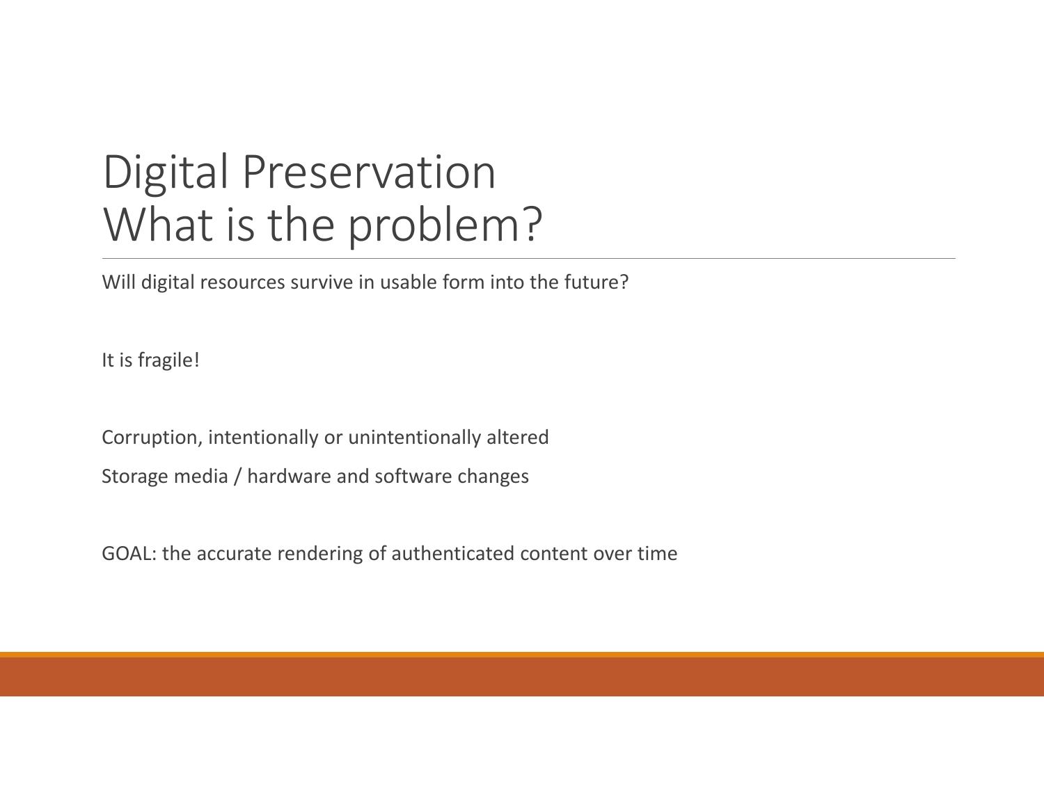# Digital Preservation
# What is the problem?

Will digital resources survive in usable form into the future?

It is fragile!

Corruption, intentionally or unintentionally altered

Storage media / hardware and software changes

GOAL: the accurate rendering of authenticated content over time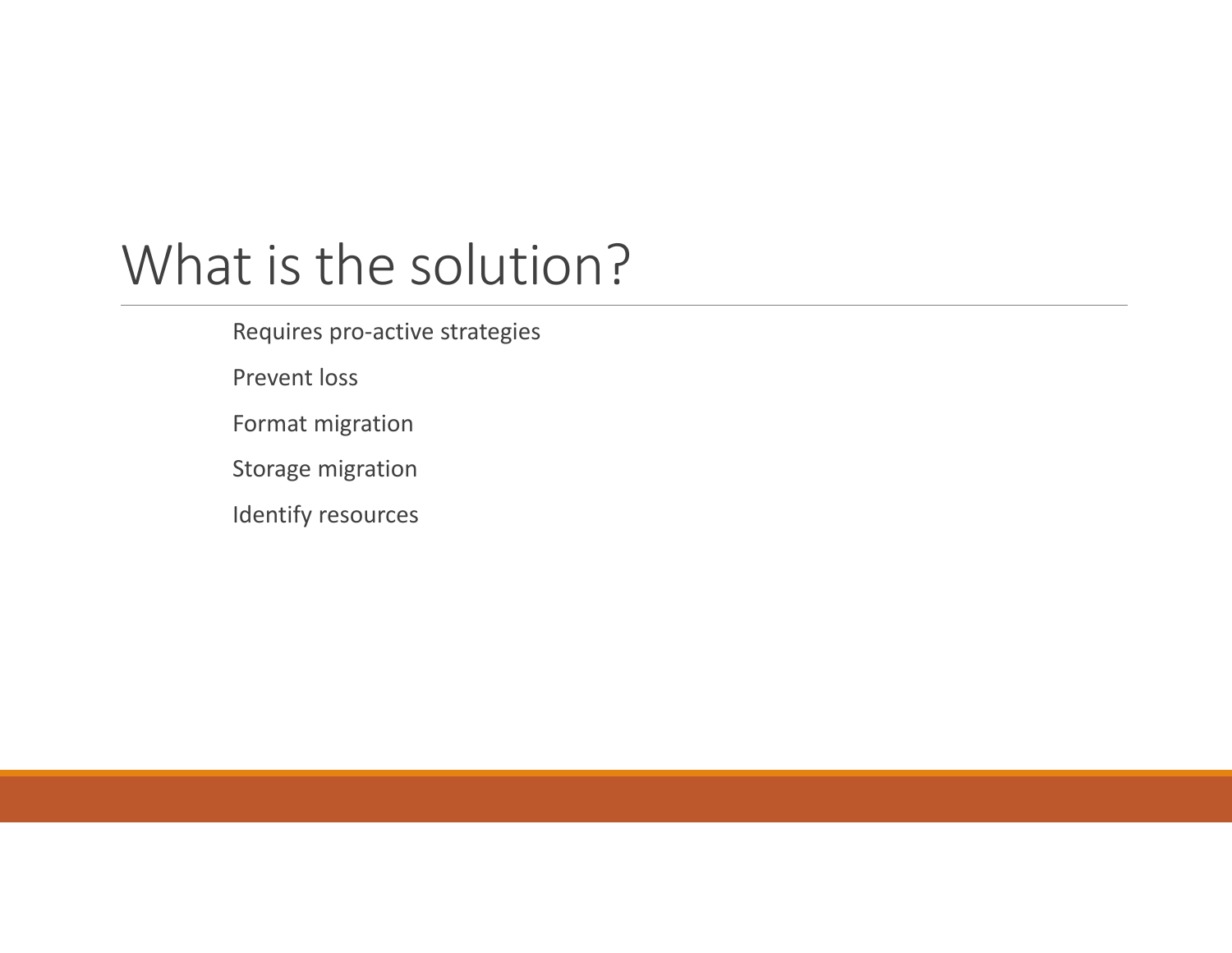# What is the solution?

Requires pro-active strategies

Prevent loss

Format migration

Storage migration

Identify resources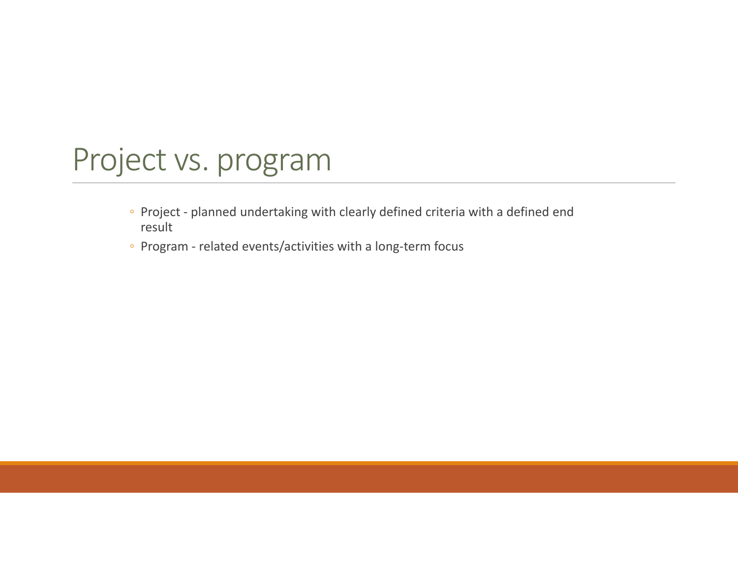# Project vs. program

- Project - planned undertaking with clearly defined criteria with a defined end result
- Program - related events/activities with a long-term focus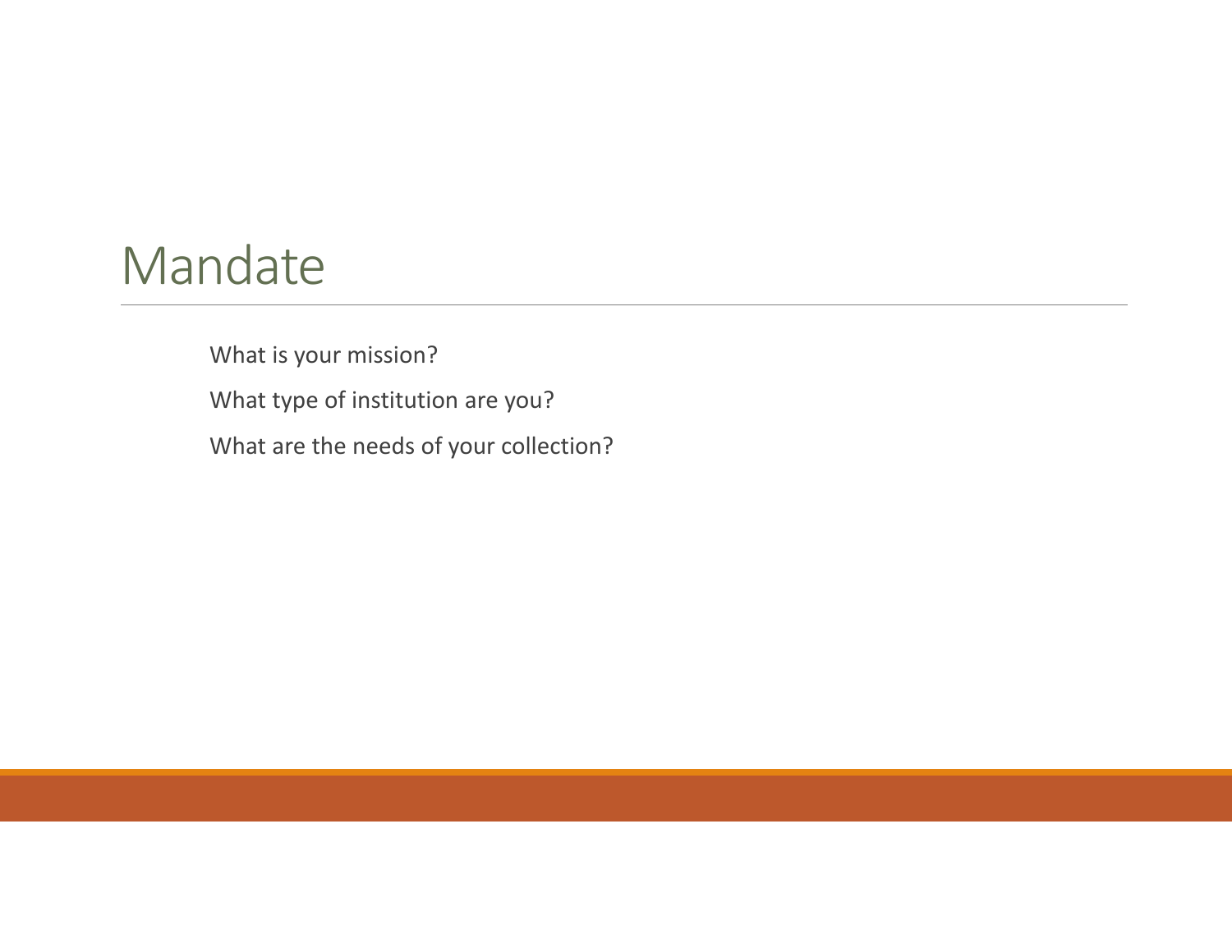# Mandate

What is your mission?

What type of institution are you?

What are the needs of your collection?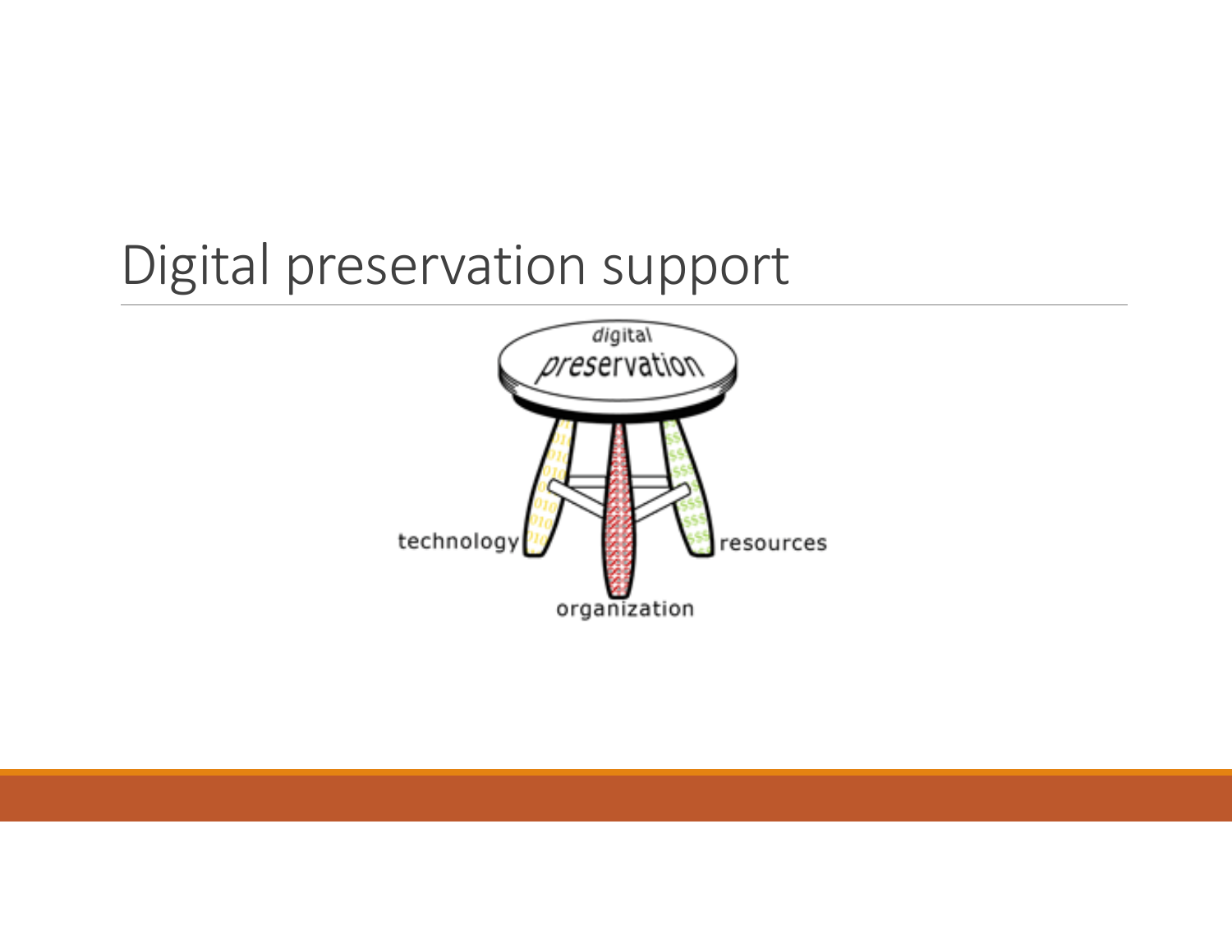# Digital preservation support

digital preservation

technology

organization

resources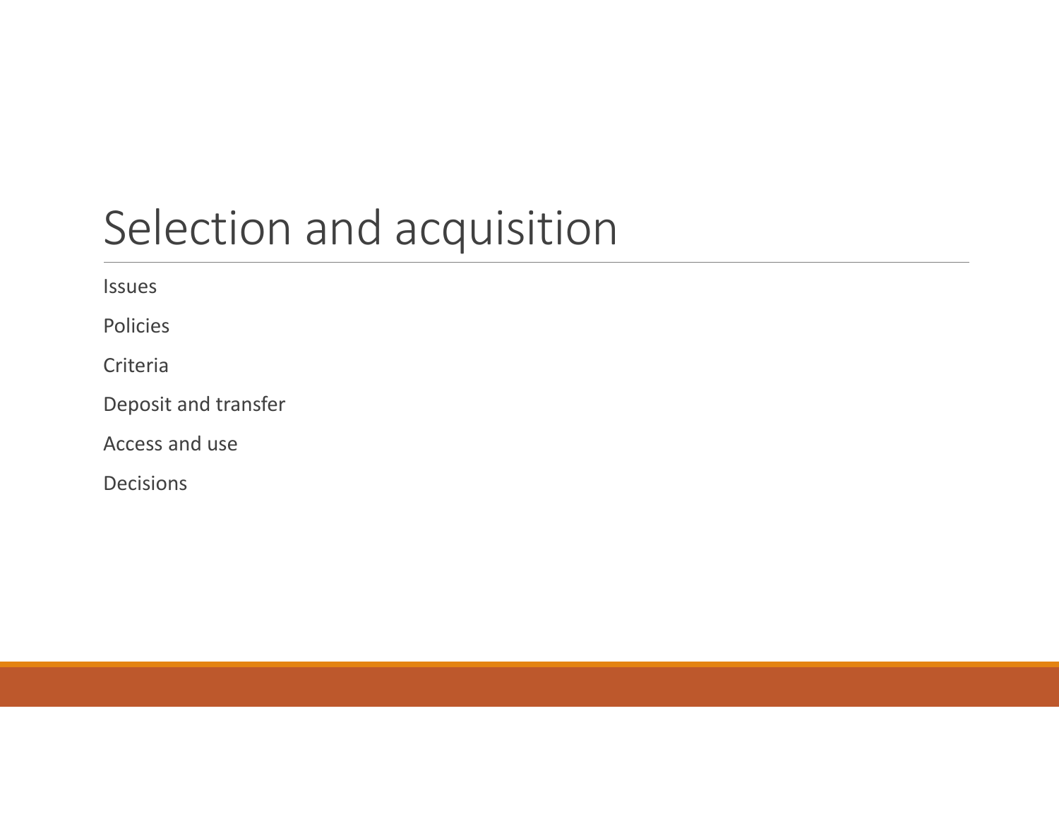# Selection and acquisition

Issues

Policies

Criteria

Deposit and transfer

Access and use

Decisions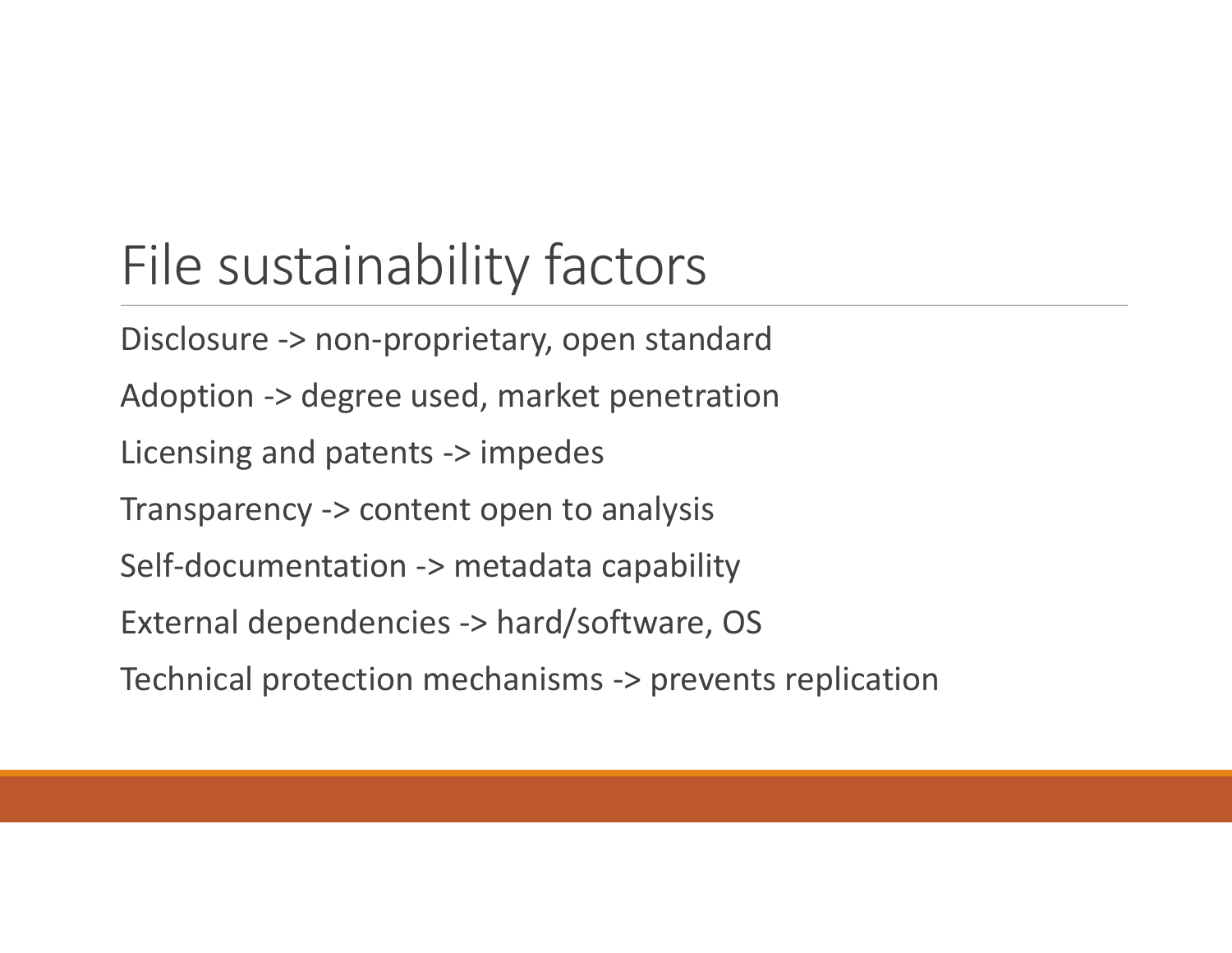# File sustainability factors

Disclosure -> non-proprietary, open standard

Adoption -> degree used, market penetration

Licensing and patents -> impedes

Transparency -> content open to analysis

Self-documentation -> metadata capability

External dependencies -> hard/software, OS

Technical protection mechanisms -> prevents replication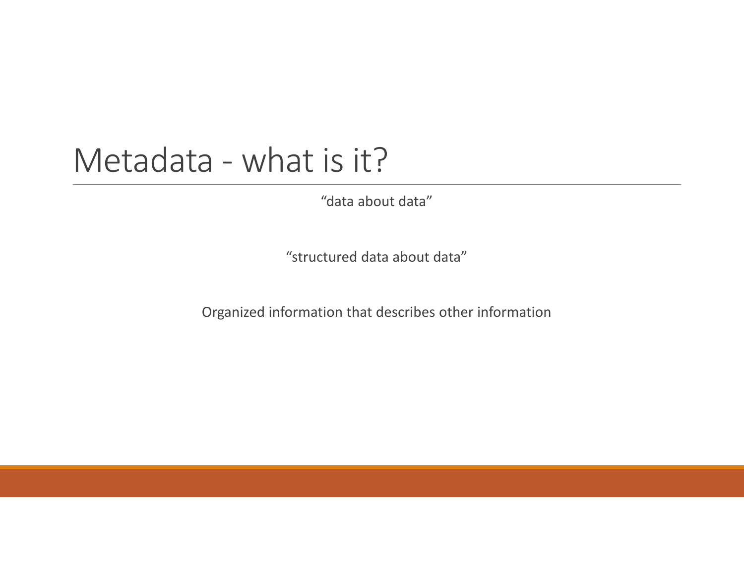# Metadata - what is it?

"data about data"

"structured data about data"

Organized information that describes other information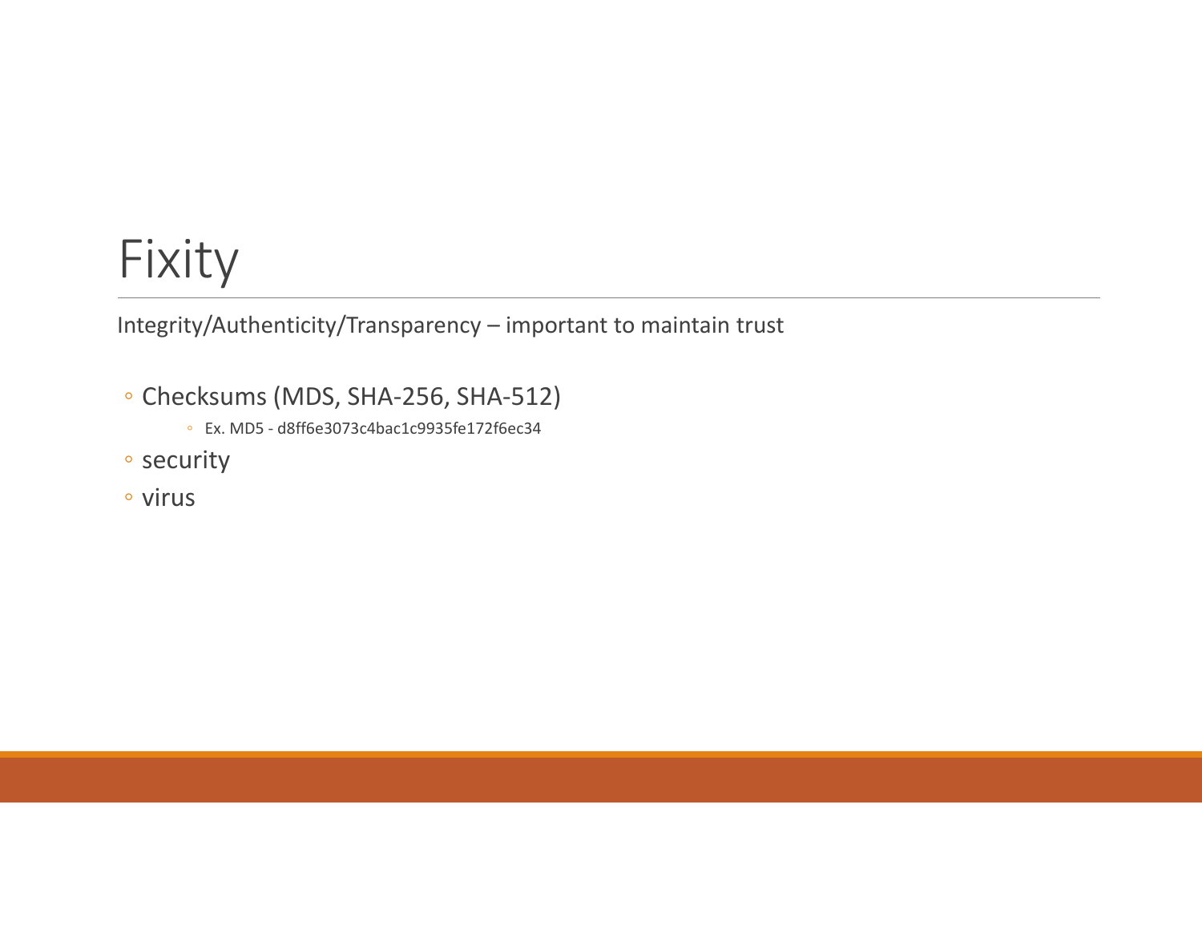# Fixity

Integrity/Authenticity/Transparency – important to maintain trust

- Checksums (MDS, SHA-256, SHA-512)
  - Ex. MD5 - d8ff6e3073c4bac1c9935fe172f6ec34
- security
- virus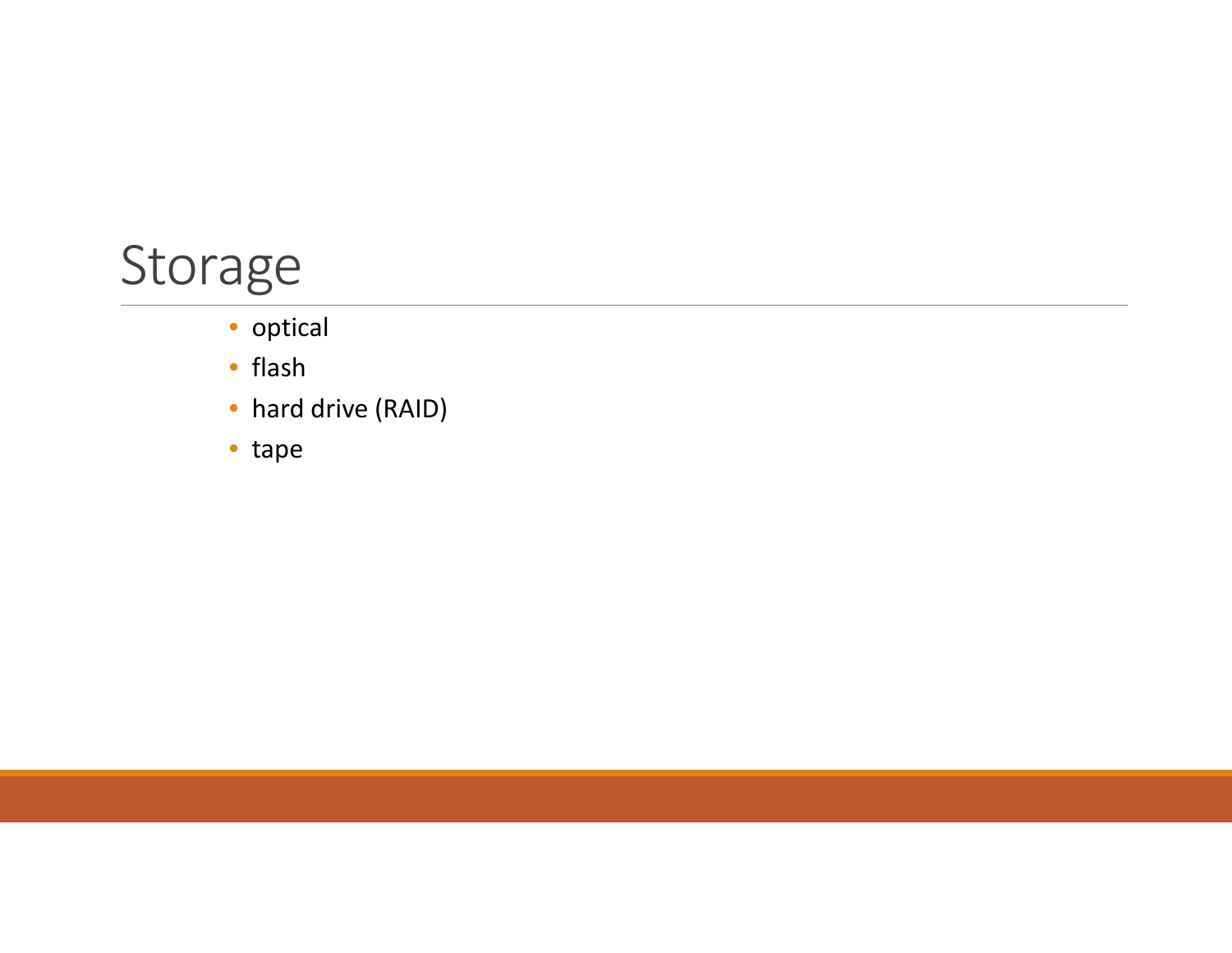# Storage

- optical
- flash
- hard drive (RAID)
- tape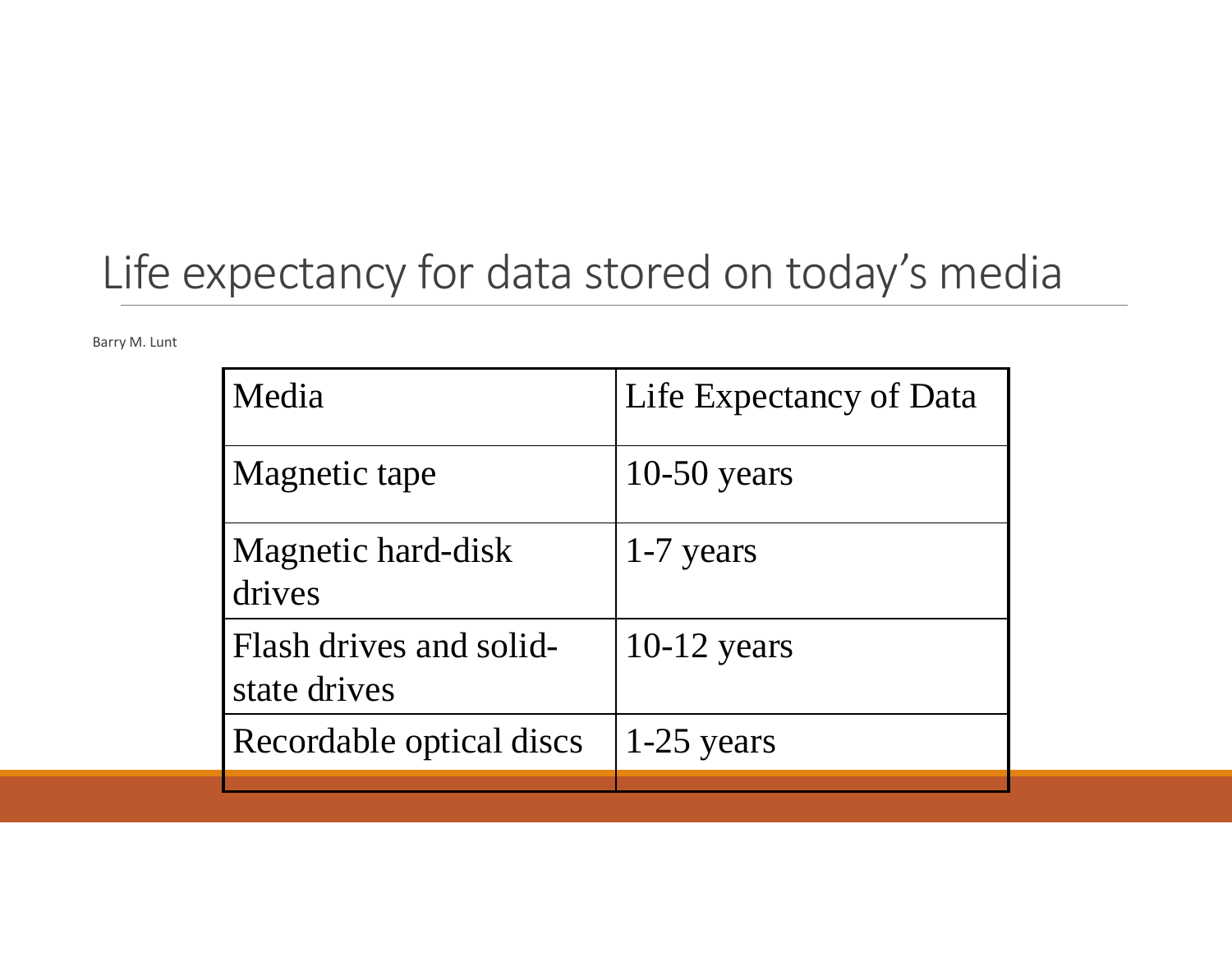# Life expectancy for data stored on today's media

Barry M. Lunt

| Media | Life Expectancy of Data |
| --- | --- |
| Magnetic tape | 10-50 years |
| Magnetic hard-disk drives | 1-7 years |
| Flash drives and solid-state drives | 10-12 years |
| Recordable optical discs | 1-25 years |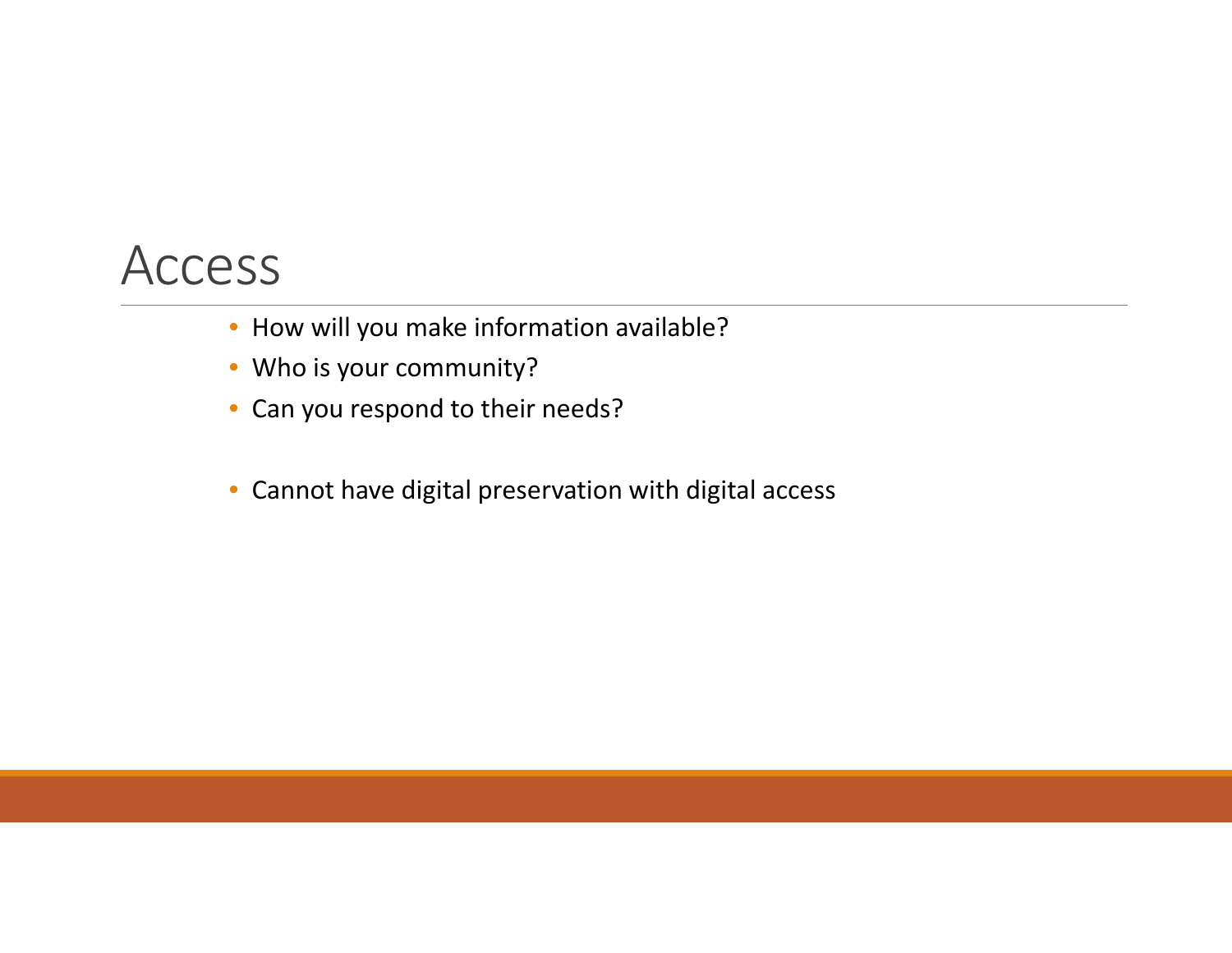# Access

- How will you make information available?
- Who is your community?
- Can you respond to their needs?

- Cannot have digital preservation with digital access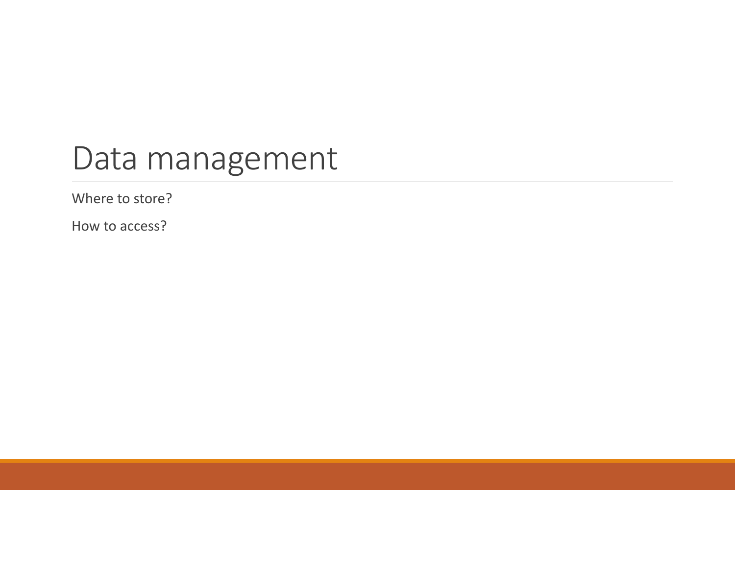# Data management

Where to store?

How to access?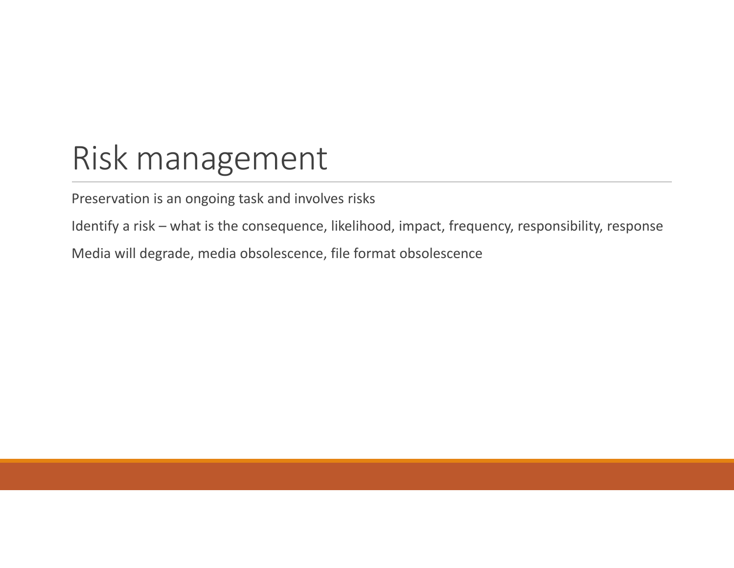# Risk management

Preservation is an ongoing task and involves risks

Identify a risk – what is the consequence, likelihood, impact, frequency, responsibility, response

Media will degrade, media obsolescence, file format obsolescence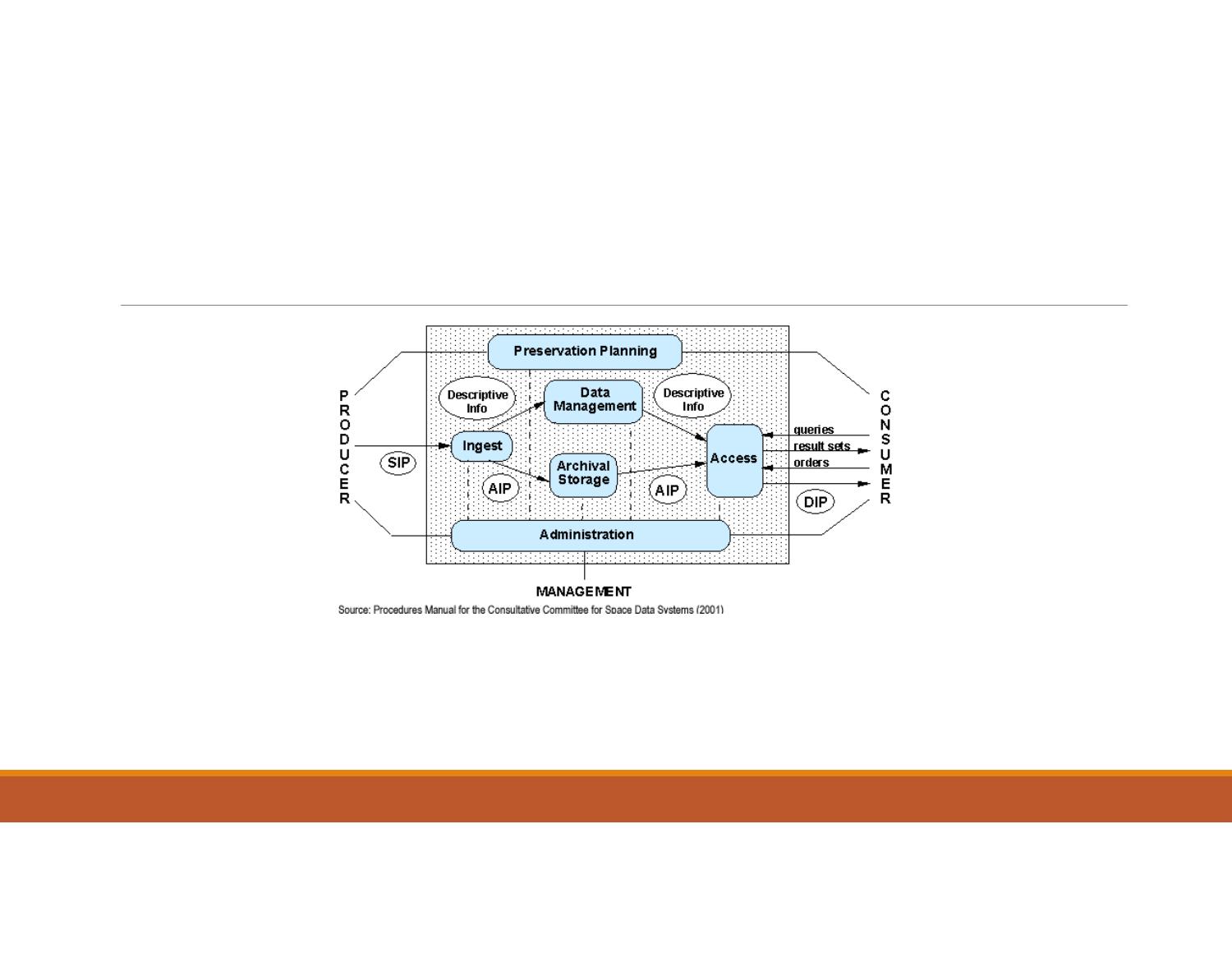Preservation Planning

PRODUCER

Descriptive Info

Data Management

Descriptive Info

CONSUMER

Ingest

Access

queries

result sets

orders

SIP

Archival Storage

AIP

AIP

DIP

Administration

MANAGEMENT

Source: Procedures Manual for the Consultative Committee for Space Data Systems (2001)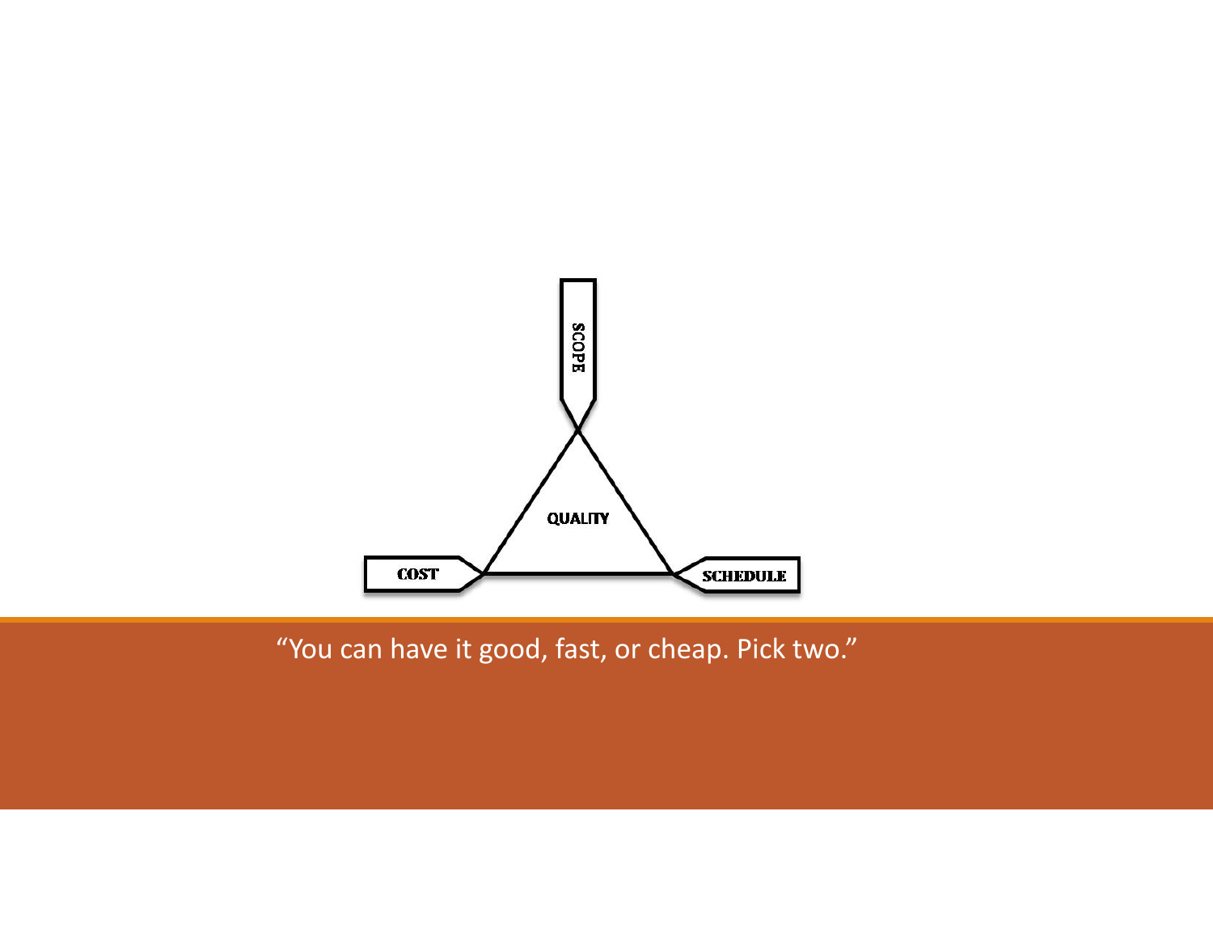SCOPE

QUALITY

COST

SCHEDULE

“You can have it good, fast, or cheap. Pick two.”